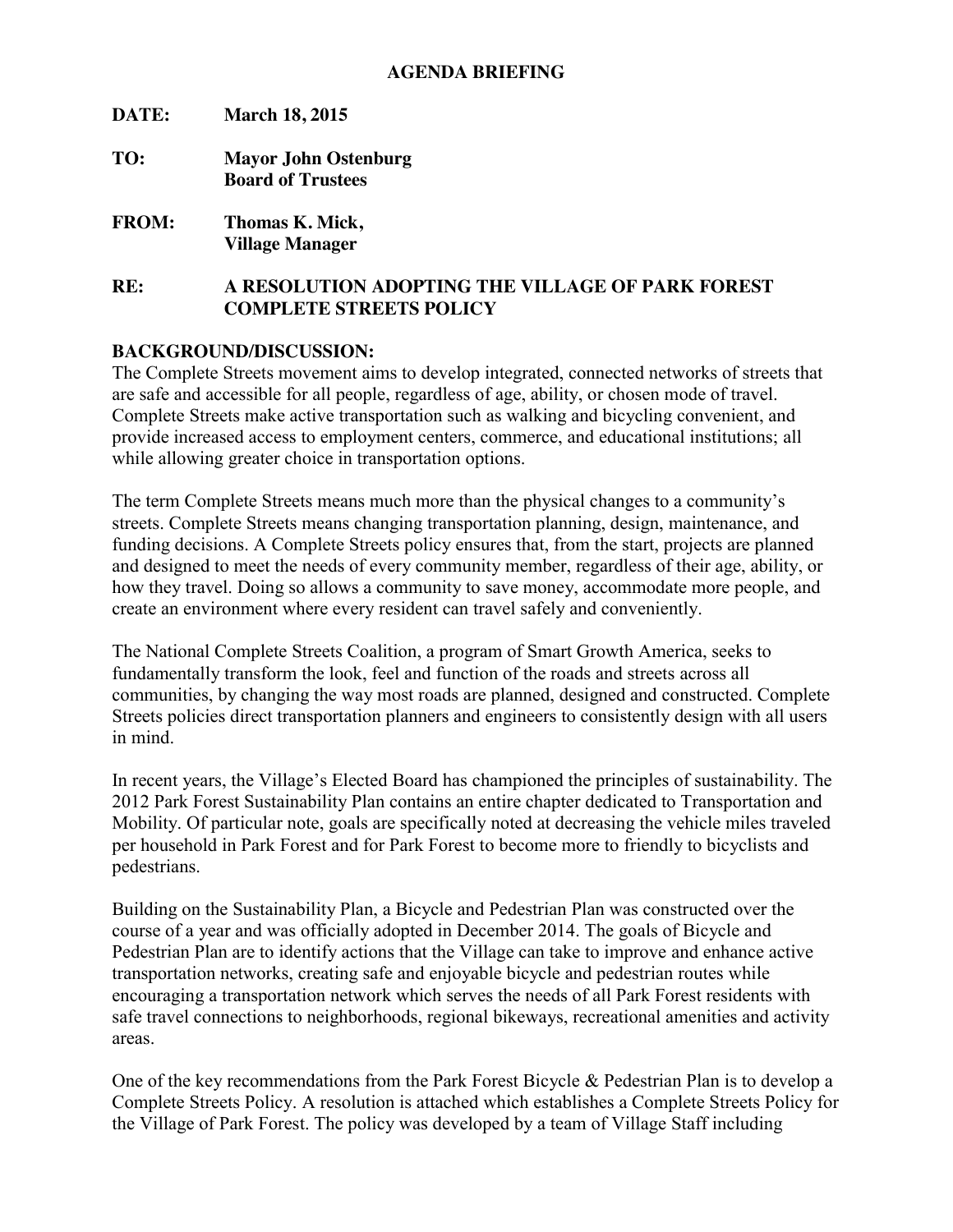**AGENDA BRIEFING**

**DATE:** **March 18, 2015**

**TO:** **Mayor John Ostenburg**
**Board of Trustees**

**FROM:** **Thomas K. Mick,**
**Village Manager**

**RE:** **A RESOLUTION ADOPTING THE VILLAGE OF PARK FOREST COMPLETE STREETS POLICY**

**BACKGROUND/DISCUSSION:**

The Complete Streets movement aims to develop integrated, connected networks of streets that are safe and accessible for all people, regardless of age, ability, or chosen mode of travel. Complete Streets make active transportation such as walking and bicycling convenient, and provide increased access to employment centers, commerce, and educational institutions; all while allowing greater choice in transportation options.

The term Complete Streets means much more than the physical changes to a community's streets. Complete Streets means changing transportation planning, design, maintenance, and funding decisions. A Complete Streets policy ensures that, from the start, projects are planned and designed to meet the needs of every community member, regardless of their age, ability, or how they travel. Doing so allows a community to save money, accommodate more people, and create an environment where every resident can travel safely and conveniently.

The National Complete Streets Coalition, a program of Smart Growth America, seeks to fundamentally transform the look, feel and function of the roads and streets across all communities, by changing the way most roads are planned, designed and constructed. Complete Streets policies direct transportation planners and engineers to consistently design with all users in mind.

In recent years, the Village's Elected Board has championed the principles of sustainability. The 2012 Park Forest Sustainability Plan contains an entire chapter dedicated to Transportation and Mobility. Of particular note, goals are specifically noted at decreasing the vehicle miles traveled per household in Park Forest and for Park Forest to become more to friendly to bicyclists and pedestrians.

Building on the Sustainability Plan, a Bicycle and Pedestrian Plan was constructed over the course of a year and was officially adopted in December 2014. The goals of Bicycle and Pedestrian Plan are to identify actions that the Village can take to improve and enhance active transportation networks, creating safe and enjoyable bicycle and pedestrian routes while encouraging a transportation network which serves the needs of all Park Forest residents with safe travel connections to neighborhoods, regional bikeways, recreational amenities and activity areas.

One of the key recommendations from the Park Forest Bicycle & Pedestrian Plan is to develop a Complete Streets Policy. A resolution is attached which establishes a Complete Streets Policy for the Village of Park Forest. The policy was developed by a team of Village Staff including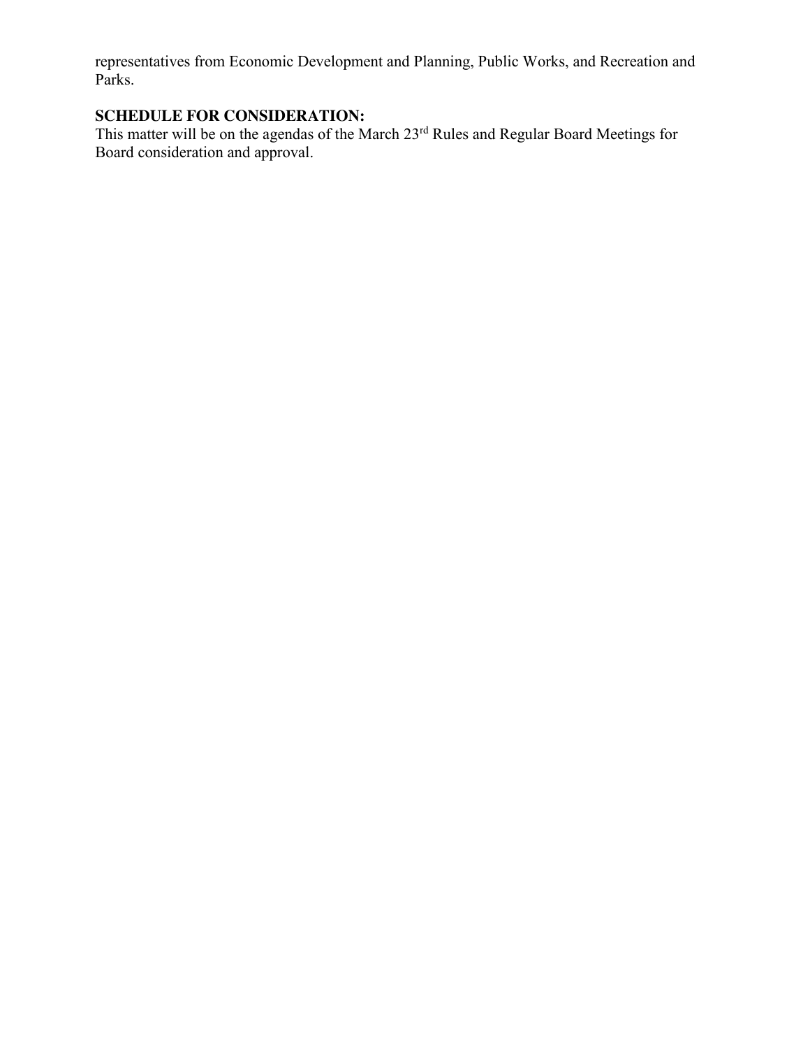representatives from Economic Development and Planning, Public Works, and Recreation and Parks.

**SCHEDULE FOR CONSIDERATION:**

This matter will be on the agendas of the March 23rd Rules and Regular Board Meetings for Board consideration and approval.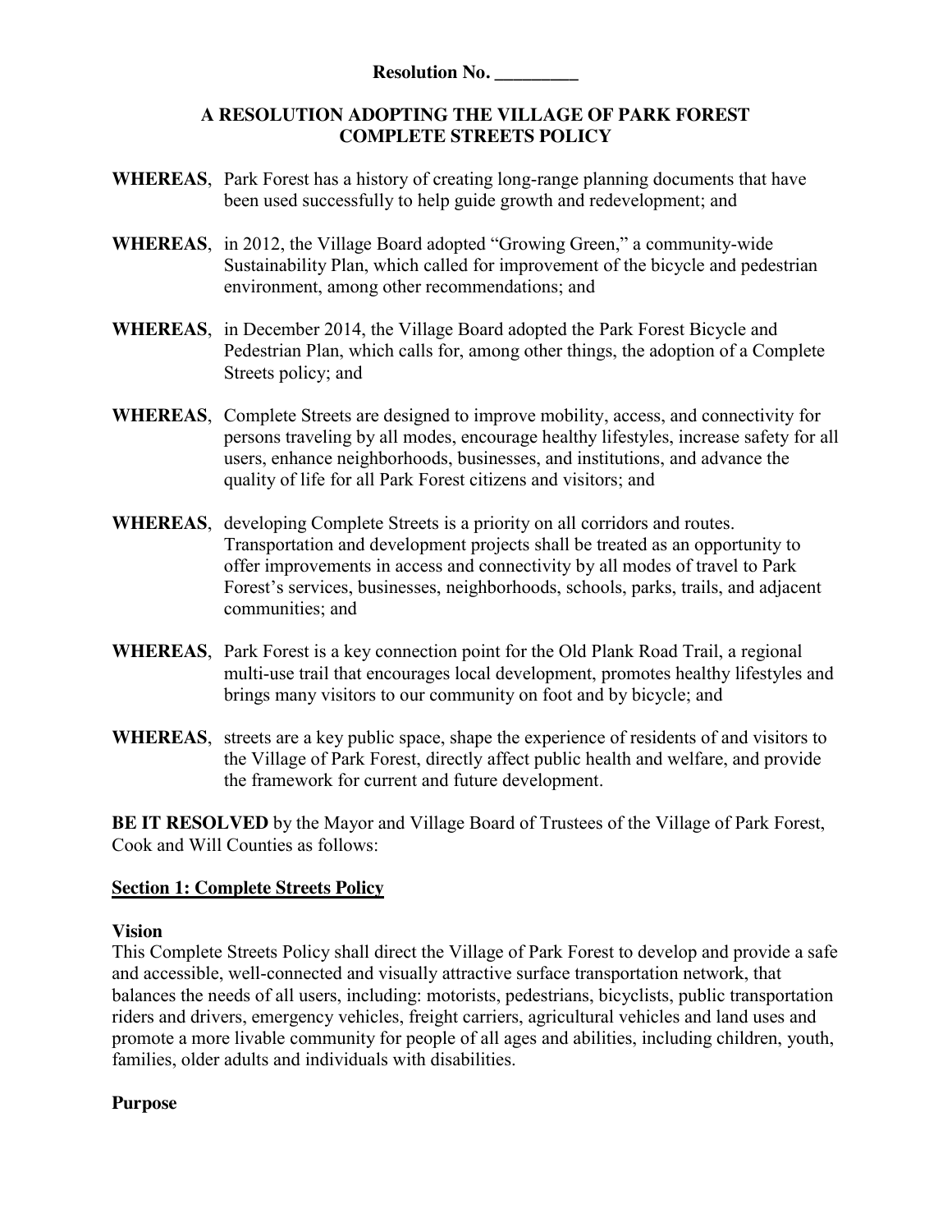**Resolution No. _________**

**A RESOLUTION ADOPTING THE VILLAGE OF PARK FOREST COMPLETE STREETS POLICY**

**WHEREAS**, Park Forest has a history of creating long-range planning documents that have been used successfully to help guide growth and redevelopment; and

**WHEREAS**, in 2012, the Village Board adopted "Growing Green," a community-wide Sustainability Plan, which called for improvement of the bicycle and pedestrian environment, among other recommendations; and

**WHEREAS**, in December 2014, the Village Board adopted the Park Forest Bicycle and Pedestrian Plan, which calls for, among other things, the adoption of a Complete Streets policy; and

**WHEREAS**, Complete Streets are designed to improve mobility, access, and connectivity for persons traveling by all modes, encourage healthy lifestyles, increase safety for all users, enhance neighborhoods, businesses, and institutions, and advance the quality of life for all Park Forest citizens and visitors; and

**WHEREAS**, developing Complete Streets is a priority on all corridors and routes. Transportation and development projects shall be treated as an opportunity to offer improvements in access and connectivity by all modes of travel to Park Forest's services, businesses, neighborhoods, schools, parks, trails, and adjacent communities; and

**WHEREAS**, Park Forest is a key connection point for the Old Plank Road Trail, a regional multi-use trail that encourages local development, promotes healthy lifestyles and brings many visitors to our community on foot and by bicycle; and

**WHEREAS**, streets are a key public space, shape the experience of residents of and visitors to the Village of Park Forest, directly affect public health and welfare, and provide the framework for current and future development.

**BE IT RESOLVED** by the Mayor and Village Board of Trustees of the Village of Park Forest, Cook and Will Counties as follows:

## Section 1: Complete Streets Policy

### Vision

This Complete Streets Policy shall direct the Village of Park Forest to develop and provide a safe and accessible, well-connected and visually attractive surface transportation network, that balances the needs of all users, including: motorists, pedestrians, bicyclists, public transportation riders and drivers, emergency vehicles, freight carriers, agricultural vehicles and land uses and promote a more livable community for people of all ages and abilities, including children, youth, families, older adults and individuals with disabilities.

### Purpose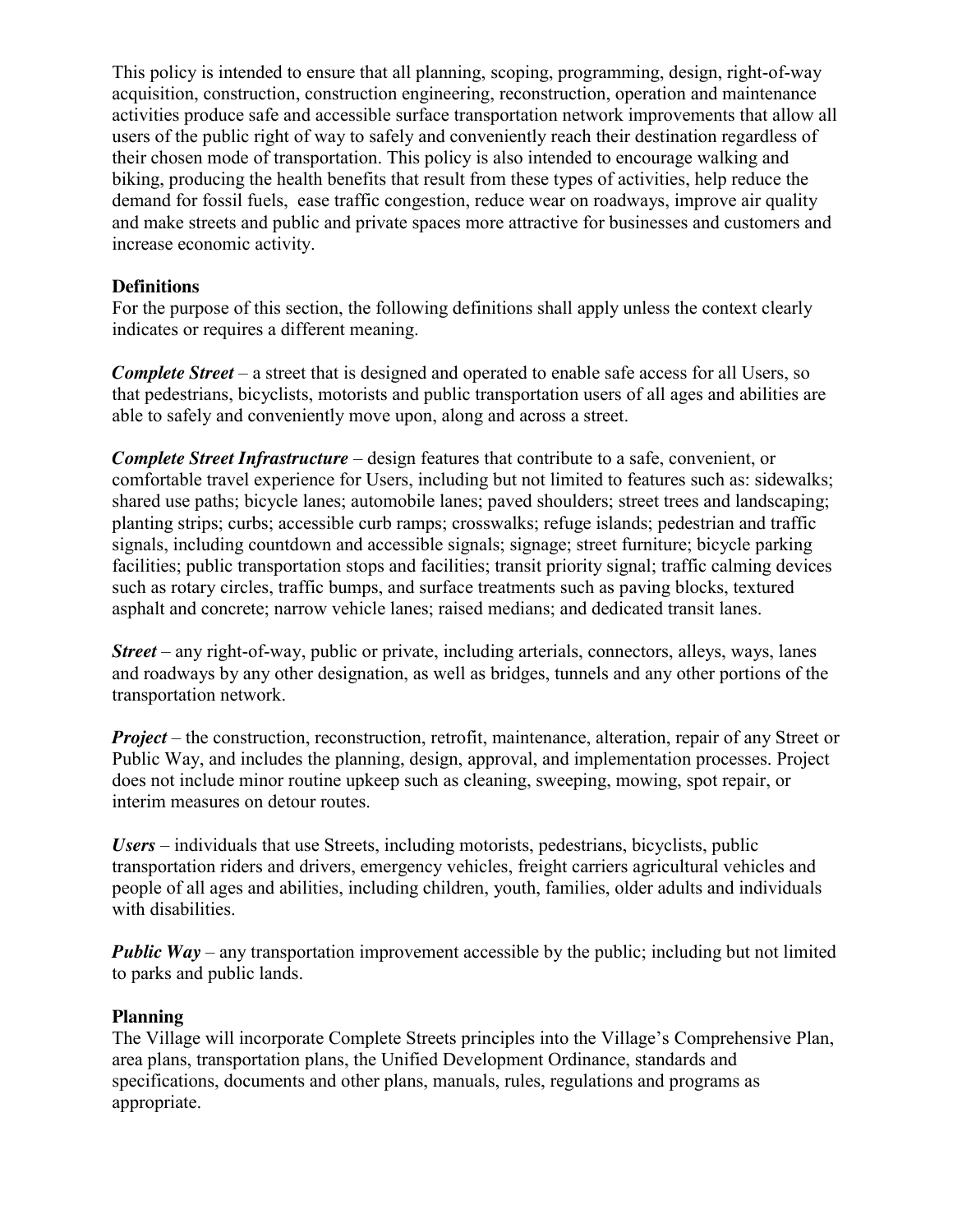This policy is intended to ensure that all planning, scoping, programming, design, right-of-way acquisition, construction, construction engineering, reconstruction, operation and maintenance activities produce safe and accessible surface transportation network improvements that allow all users of the public right of way to safely and conveniently reach their destination regardless of their chosen mode of transportation. This policy is also intended to encourage walking and biking, producing the health benefits that result from these types of activities, help reduce the demand for fossil fuels, ease traffic congestion, reduce wear on roadways, improve air quality and make streets and public and private spaces more attractive for businesses and customers and increase economic activity.

**Definitions**

For the purpose of this section, the following definitions shall apply unless the context clearly indicates or requires a different meaning.

***Complete Street*** – a street that is designed and operated to enable safe access for all Users, so that pedestrians, bicyclists, motorists and public transportation users of all ages and abilities are able to safely and conveniently move upon, along and across a street.

***Complete Street Infrastructure*** – design features that contribute to a safe, convenient, or comfortable travel experience for Users, including but not limited to features such as: sidewalks; shared use paths; bicycle lanes; automobile lanes; paved shoulders; street trees and landscaping; planting strips; curbs; accessible curb ramps; crosswalks; refuge islands; pedestrian and traffic signals, including countdown and accessible signals; signage; street furniture; bicycle parking facilities; public transportation stops and facilities; transit priority signal; traffic calming devices such as rotary circles, traffic bumps, and surface treatments such as paving blocks, textured asphalt and concrete; narrow vehicle lanes; raised medians; and dedicated transit lanes.

***Street*** – any right-of-way, public or private, including arterials, connectors, alleys, ways, lanes and roadways by any other designation, as well as bridges, tunnels and any other portions of the transportation network.

***Project*** – the construction, reconstruction, retrofit, maintenance, alteration, repair of any Street or Public Way, and includes the planning, design, approval, and implementation processes. Project does not include minor routine upkeep such as cleaning, sweeping, mowing, spot repair, or interim measures on detour routes.

***Users*** – individuals that use Streets, including motorists, pedestrians, bicyclists, public transportation riders and drivers, emergency vehicles, freight carriers agricultural vehicles and people of all ages and abilities, including children, youth, families, older adults and individuals with disabilities.

***Public Way*** – any transportation improvement accessible by the public; including but not limited to parks and public lands.

**Planning**

The Village will incorporate Complete Streets principles into the Village's Comprehensive Plan, area plans, transportation plans, the Unified Development Ordinance, standards and specifications, documents and other plans, manuals, rules, regulations and programs as appropriate.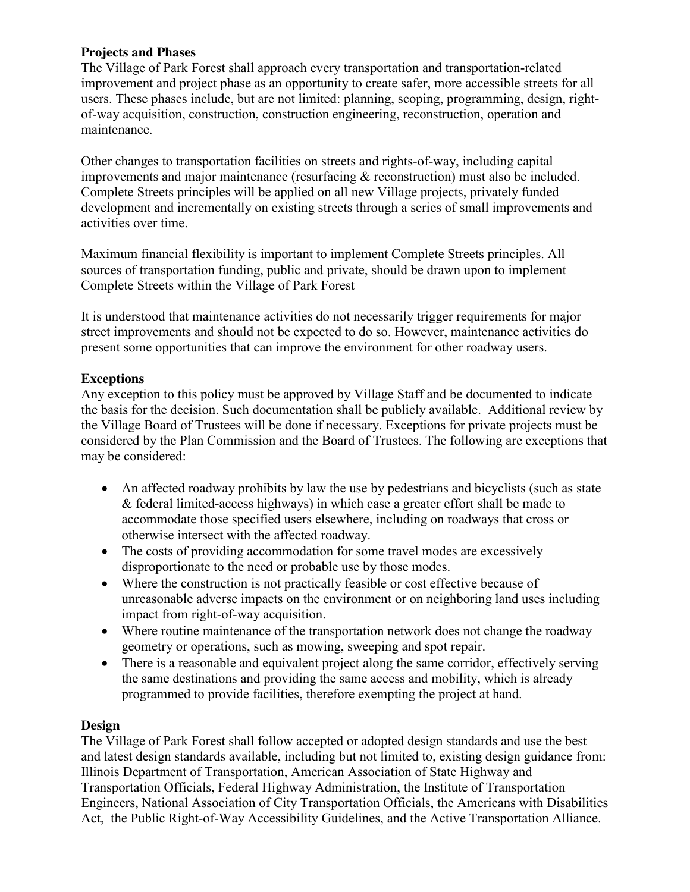**Projects and Phases**

The Village of Park Forest shall approach every transportation and transportation-related improvement and project phase as an opportunity to create safer, more accessible streets for all users. These phases include, but are not limited: planning, scoping, programming, design, right-of-way acquisition, construction, construction engineering, reconstruction, operation and maintenance.

Other changes to transportation facilities on streets and rights-of-way, including capital improvements and major maintenance (resurfacing & reconstruction) must also be included. Complete Streets principles will be applied on all new Village projects, privately funded development and incrementally on existing streets through a series of small improvements and activities over time.

Maximum financial flexibility is important to implement Complete Streets principles. All sources of transportation funding, public and private, should be drawn upon to implement Complete Streets within the Village of Park Forest

It is understood that maintenance activities do not necessarily trigger requirements for major street improvements and should not be expected to do so. However, maintenance activities do present some opportunities that can improve the environment for other roadway users.

**Exceptions**

Any exception to this policy must be approved by Village Staff and be documented to indicate the basis for the decision. Such documentation shall be publicly available. Additional review by the Village Board of Trustees will be done if necessary. Exceptions for private projects must be considered by the Plan Commission and the Board of Trustees. The following are exceptions that may be considered:

- An affected roadway prohibits by law the use by pedestrians and bicyclists (such as state & federal limited-access highways) in which case a greater effort shall be made to accommodate those specified users elsewhere, including on roadways that cross or otherwise intersect with the affected roadway.
- The costs of providing accommodation for some travel modes are excessively disproportionate to the need or probable use by those modes.
- Where the construction is not practically feasible or cost effective because of unreasonable adverse impacts on the environment or on neighboring land uses including impact from right-of-way acquisition.
- Where routine maintenance of the transportation network does not change the roadway geometry or operations, such as mowing, sweeping and spot repair.
- There is a reasonable and equivalent project along the same corridor, effectively serving the same destinations and providing the same access and mobility, which is already programmed to provide facilities, therefore exempting the project at hand.

**Design**

The Village of Park Forest shall follow accepted or adopted design standards and use the best and latest design standards available, including but not limited to, existing design guidance from: Illinois Department of Transportation, American Association of State Highway and Transportation Officials, Federal Highway Administration, the Institute of Transportation Engineers, National Association of City Transportation Officials, the Americans with Disabilities Act, the Public Right-of-Way Accessibility Guidelines, and the Active Transportation Alliance.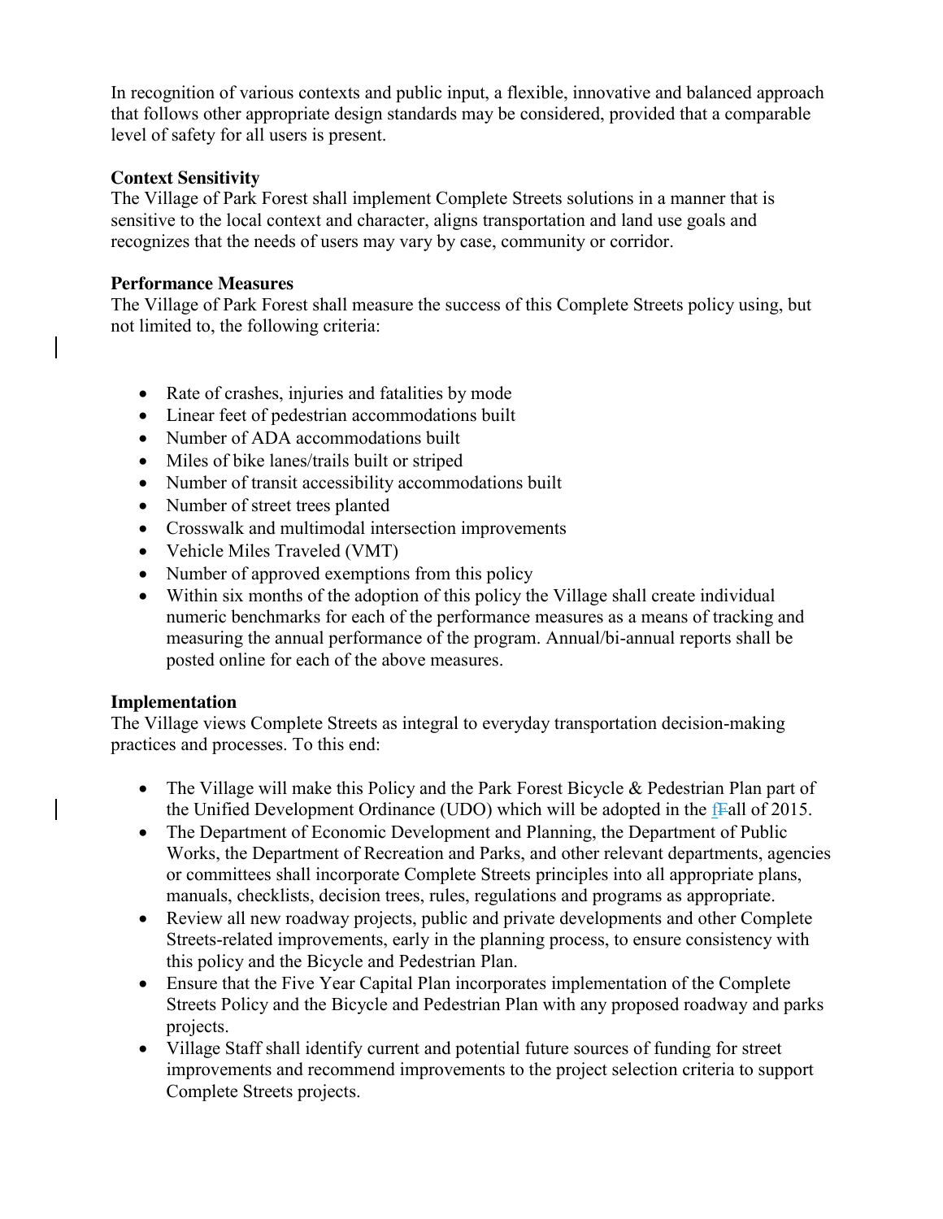In recognition of various contexts and public input, a flexible, innovative and balanced approach that follows other appropriate design standards may be considered, provided that a comparable level of safety for all users is present.

**Context Sensitivity**

The Village of Park Forest shall implement Complete Streets solutions in a manner that is sensitive to the local context and character, aligns transportation and land use goals and recognizes that the needs of users may vary by case, community or corridor.

**Performance Measures**

The Village of Park Forest shall measure the success of this Complete Streets policy using, but not limited to, the following criteria:

- Rate of crashes, injuries and fatalities by mode
- Linear feet of pedestrian accommodations built
- Number of ADA accommodations built
- Miles of bike lanes/trails built or striped
- Number of transit accessibility accommodations built
- Number of street trees planted
- Crosswalk and multimodal intersection improvements
- Vehicle Miles Traveled (VMT)
- Number of approved exemptions from this policy
- Within six months of the adoption of this policy the Village shall create individual numeric benchmarks for each of the performance measures as a means of tracking and measuring the annual performance of the program. Annual/bi-annual reports shall be posted online for each of the above measures.

**Implementation**

The Village views Complete Streets as integral to everyday transportation decision-making practices and processes. To this end:

- The Village will make this Policy and the Park Forest Bicycle & Pedestrian Plan part of the Unified Development Ordinance (UDO) which will be adopted in the fall of 2015.
- The Department of Economic Development and Planning, the Department of Public Works, the Department of Recreation and Parks, and other relevant departments, agencies or committees shall incorporate Complete Streets principles into all appropriate plans, manuals, checklists, decision trees, rules, regulations and programs as appropriate.
- Review all new roadway projects, public and private developments and other Complete Streets-related improvements, early in the planning process, to ensure consistency with this policy and the Bicycle and Pedestrian Plan.
- Ensure that the Five Year Capital Plan incorporates implementation of the Complete Streets Policy and the Bicycle and Pedestrian Plan with any proposed roadway and parks projects.
- Village Staff shall identify current and potential future sources of funding for street improvements and recommend improvements to the project selection criteria to support Complete Streets projects.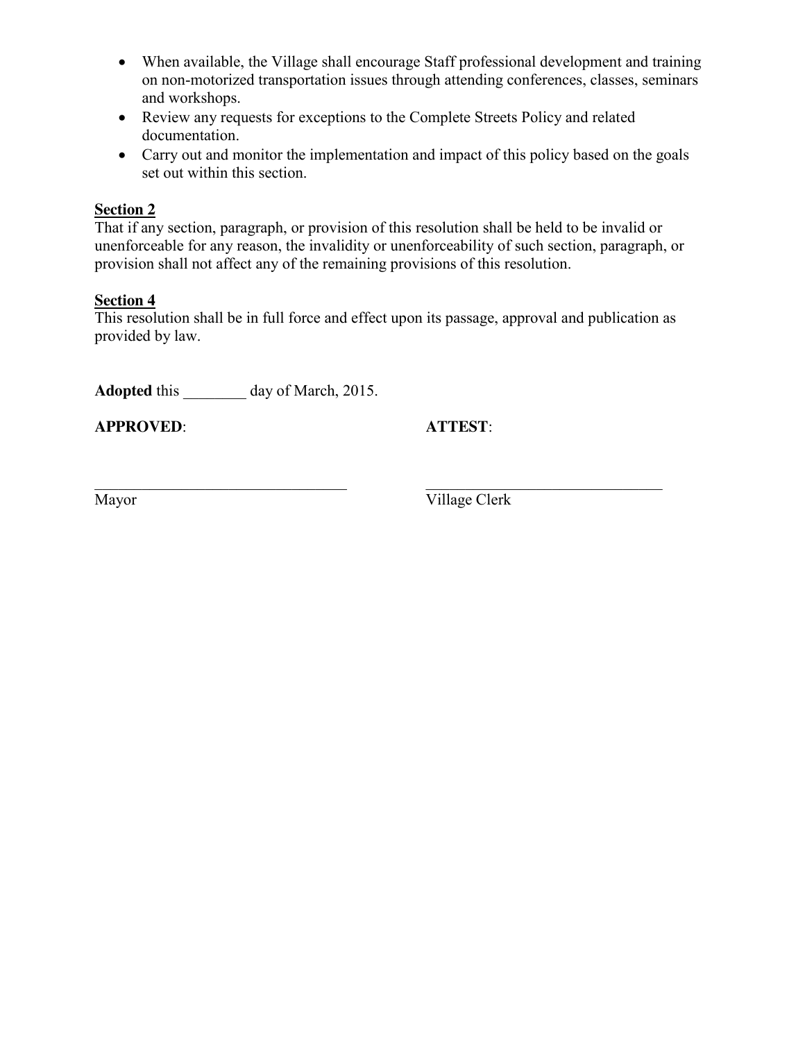- When available, the Village shall encourage Staff professional development and training on non-motorized transportation issues through attending conferences, classes, seminars and workshops.
- Review any requests for exceptions to the Complete Streets Policy and related documentation.
- Carry out and monitor the implementation and impact of this policy based on the goals set out within this section.

**Section 2**

That if any section, paragraph, or provision of this resolution shall be held to be invalid or unenforceable for any reason, the invalidity or unenforceability of such section, paragraph, or provision shall not affect any of the remaining provisions of this resolution.

**Section 4**

This resolution shall be in full force and effect upon its passage, approval and publication as provided by law.

**Adopted** this ________ day of March, 2015.

**APPROVED**:

________________________________

Mayor

**ATTEST**:

________________________________

Village Clerk